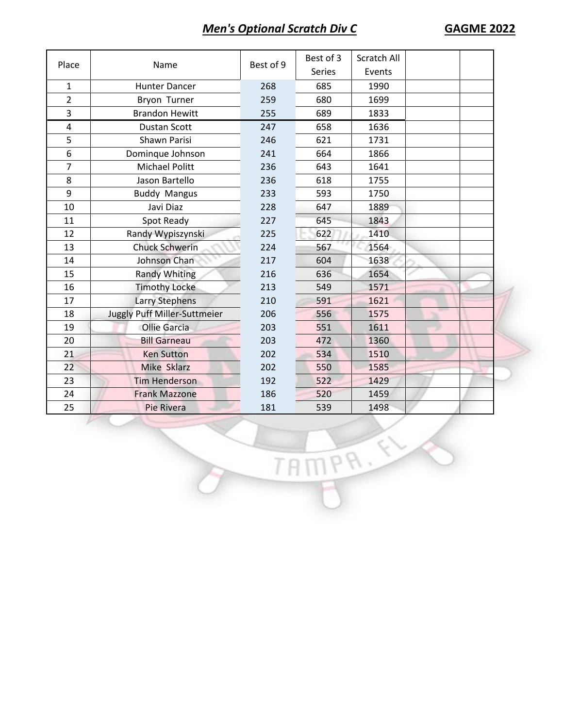## *Men's Optional Scratch Div C* **GAGME 2022**

| Place | Name | Best of 9 | Best of 3 Series | Scratch All Events | | |
|---|---|---|---|---|---|---|
| 1 | Hunter Dancer | 268 | 685 | 1990 | | |
| 2 | Bryon  Turner | 259 | 680 | 1699 | | |
| 3 | Brandon Hewitt | 255 | 689 | 1833 | | |
| 4 | Dustan Scott | 247 | 658 | 1636 | | |
| 5 | Shawn Parisi | 246 | 621 | 1731 | | |
| 6 | Dominque Johnson | 241 | 664 | 1866 | | |
| 7 | Michael Politt | 236 | 643 | 1641 | | |
| 8 | Jason Bartello | 236 | 618 | 1755 | | |
| 9 | Buddy  Mangus | 233 | 593 | 1750 | | |
| 10 | Javi Diaz | 228 | 647 | 1889 | | |
| 11 | Spot Ready | 227 | 645 | 1843 | | |
| 12 | Randy Wypiszynski | 225 | 622 | 1410 | | |
| 13 | Chuck Schwerin | 224 | 567 | 1564 | | |
| 14 | Johnson Chan | 217 | 604 | 1638 | | |
| 15 | Randy Whiting | 216 | 636 | 1654 | | |
| 16 | Timothy Locke | 213 | 549 | 1571 | | |
| 17 | Larry Stephens | 210 | 591 | 1621 | | |
| 18 | Juggly Puff Miller-Suttmeier | 206 | 556 | 1575 | | |
| 19 | Ollie Garcia | 203 | 551 | 1611 | | |
| 20 | Bill Garneau | 203 | 472 | 1360 | | |
| 21 | Ken Sutton | 202 | 534 | 1510 | | |
| 22 | Mike  Sklarz | 202 | 550 | 1585 | | |
| 23 | Tim Henderson | 192 | 522 | 1429 | | |
| 24 | Frank Mazzone | 186 | 520 | 1459 | | |
| 25 | Pie Rivera | 181 | 539 | 1498 | | |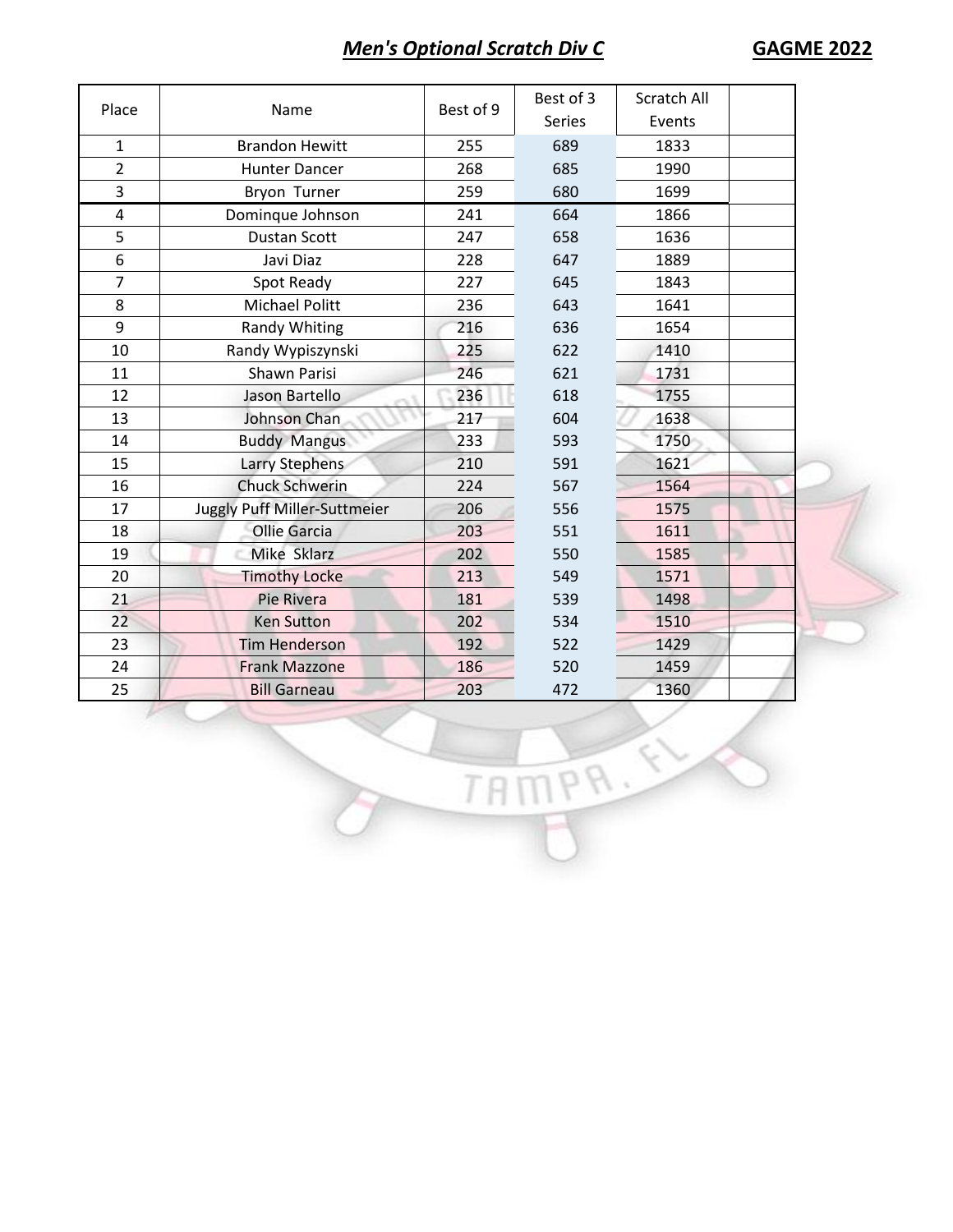## *Men's Optional Scratch Div C*

**GAGME 2022**

| Place | Name | Best of 9 | Best of 3 Series | Scratch All Events | |
|---|---|---|---|---|---|
| 1 | Brandon Hewitt | 255 | 689 | 1833 | |
| 2 | Hunter Dancer | 268 | 685 | 1990 | |
| 3 | Bryon Turner | 259 | 680 | 1699 | |
| 4 | Dominque Johnson | 241 | 664 | 1866 | |
| 5 | Dustan Scott | 247 | 658 | 1636 | |
| 6 | Javi Diaz | 228 | 647 | 1889 | |
| 7 | Spot Ready | 227 | 645 | 1843 | |
| 8 | Michael Politt | 236 | 643 | 1641 | |
| 9 | Randy Whiting | 216 | 636 | 1654 | |
| 10 | Randy Wypiszynski | 225 | 622 | 1410 | |
| 11 | Shawn Parisi | 246 | 621 | 1731 | |
| 12 | Jason Bartello | 236 | 618 | 1755 | |
| 13 | Johnson Chan | 217 | 604 | 1638 | |
| 14 | Buddy Mangus | 233 | 593 | 1750 | |
| 15 | Larry Stephens | 210 | 591 | 1621 | |
| 16 | Chuck Schwerin | 224 | 567 | 1564 | |
| 17 | Juggly Puff Miller-Suttmeier | 206 | 556 | 1575 | |
| 18 | Ollie Garcia | 203 | 551 | 1611 | |
| 19 | Mike Sklarz | 202 | 550 | 1585 | |
| 20 | Timothy Locke | 213 | 549 | 1571 | |
| 21 | Pie Rivera | 181 | 539 | 1498 | |
| 22 | Ken Sutton | 202 | 534 | 1510 | |
| 23 | Tim Henderson | 192 | 522 | 1429 | |
| 24 | Frank Mazzone | 186 | 520 | 1459 | |
| 25 | Bill Garneau | 203 | 472 | 1360 | |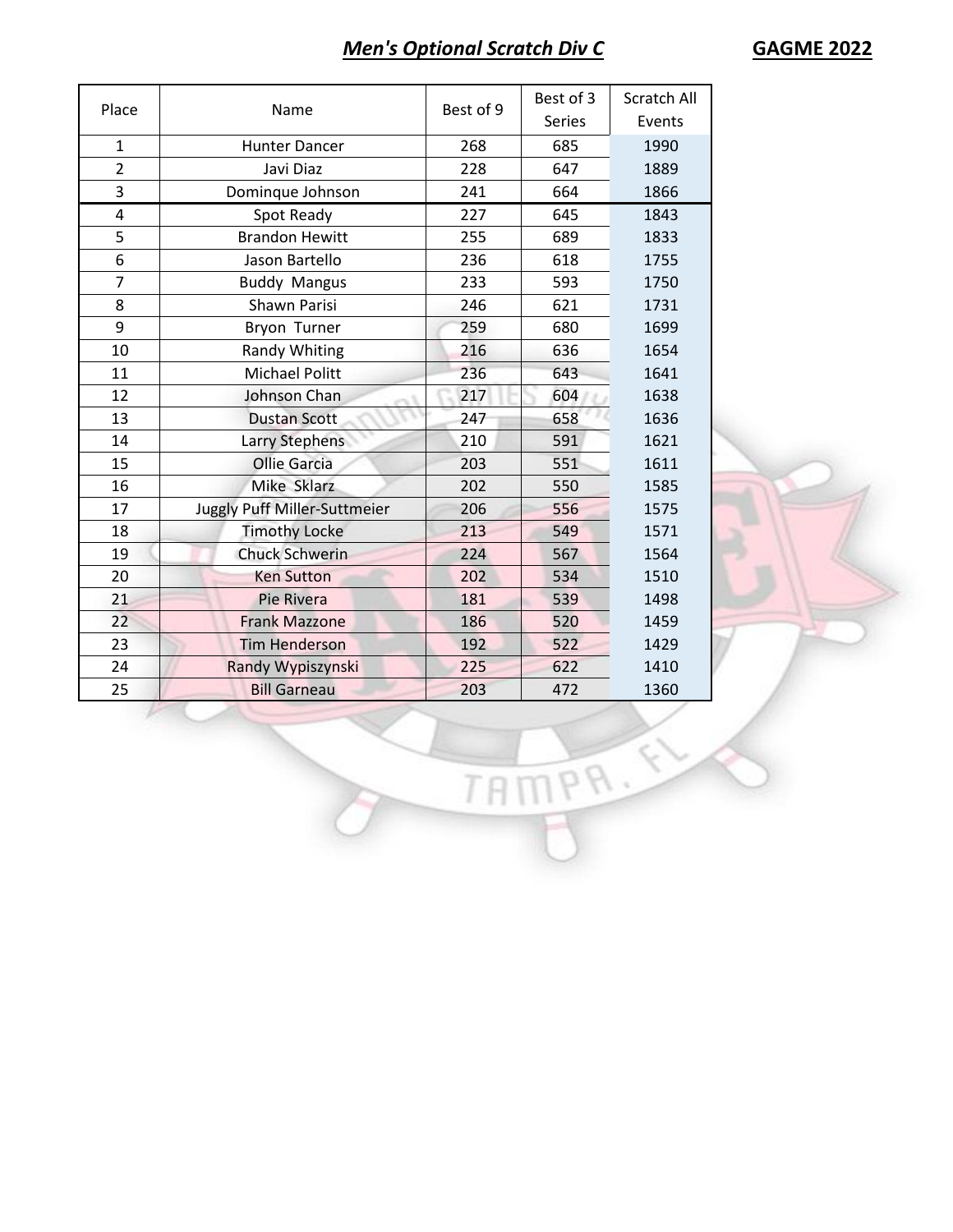## ***Men's Optional Scratch Div C***

**GAGME 2022**

| Place | Name | Best of 9 | Best of 3 Series | Scratch All Events |
|---|---|---|---|---|
| 1 | Hunter Dancer | 268 | 685 | 1990 |
| 2 | Javi Diaz | 228 | 647 | 1889 |
| 3 | Dominque Johnson | 241 | 664 | 1866 |
| 4 | Spot Ready | 227 | 645 | 1843 |
| 5 | Brandon Hewitt | 255 | 689 | 1833 |
| 6 | Jason Bartello | 236 | 618 | 1755 |
| 7 | Buddy Mangus | 233 | 593 | 1750 |
| 8 | Shawn Parisi | 246 | 621 | 1731 |
| 9 | Bryon Turner | 259 | 680 | 1699 |
| 10 | Randy Whiting | 216 | 636 | 1654 |
| 11 | Michael Politt | 236 | 643 | 1641 |
| 12 | Johnson Chan | 217 | 604 | 1638 |
| 13 | Dustan Scott | 247 | 658 | 1636 |
| 14 | Larry Stephens | 210 | 591 | 1621 |
| 15 | Ollie Garcia | 203 | 551 | 1611 |
| 16 | Mike Sklarz | 202 | 550 | 1585 |
| 17 | Juggly Puff Miller-Suttmeier | 206 | 556 | 1575 |
| 18 | Timothy Locke | 213 | 549 | 1571 |
| 19 | Chuck Schwerin | 224 | 567 | 1564 |
| 20 | Ken Sutton | 202 | 534 | 1510 |
| 21 | Pie Rivera | 181 | 539 | 1498 |
| 22 | Frank Mazzone | 186 | 520 | 1459 |
| 23 | Tim Henderson | 192 | 522 | 1429 |
| 24 | Randy Wypiszynski | 225 | 622 | 1410 |
| 25 | Bill Garneau | 203 | 472 | 1360 |